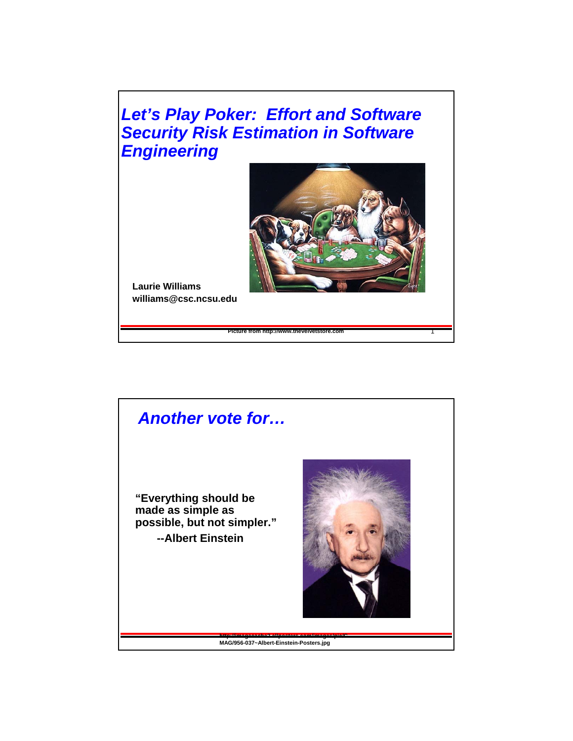# Let's Play Poker: Effort and Software Security Risk Estimation in Software Engineering

**Laurie Williams**
**williams@csc.ncsu.edu**

Picture from http://www.thevelvetstore.com

## Another vote for…

**"Everything should be made as simple as possible, but not simpler."**
**--Albert Einstein**

http://imagecache2.allposters.com/images/pic/MAG/956-037~Albert-Einstein-Posters.jpg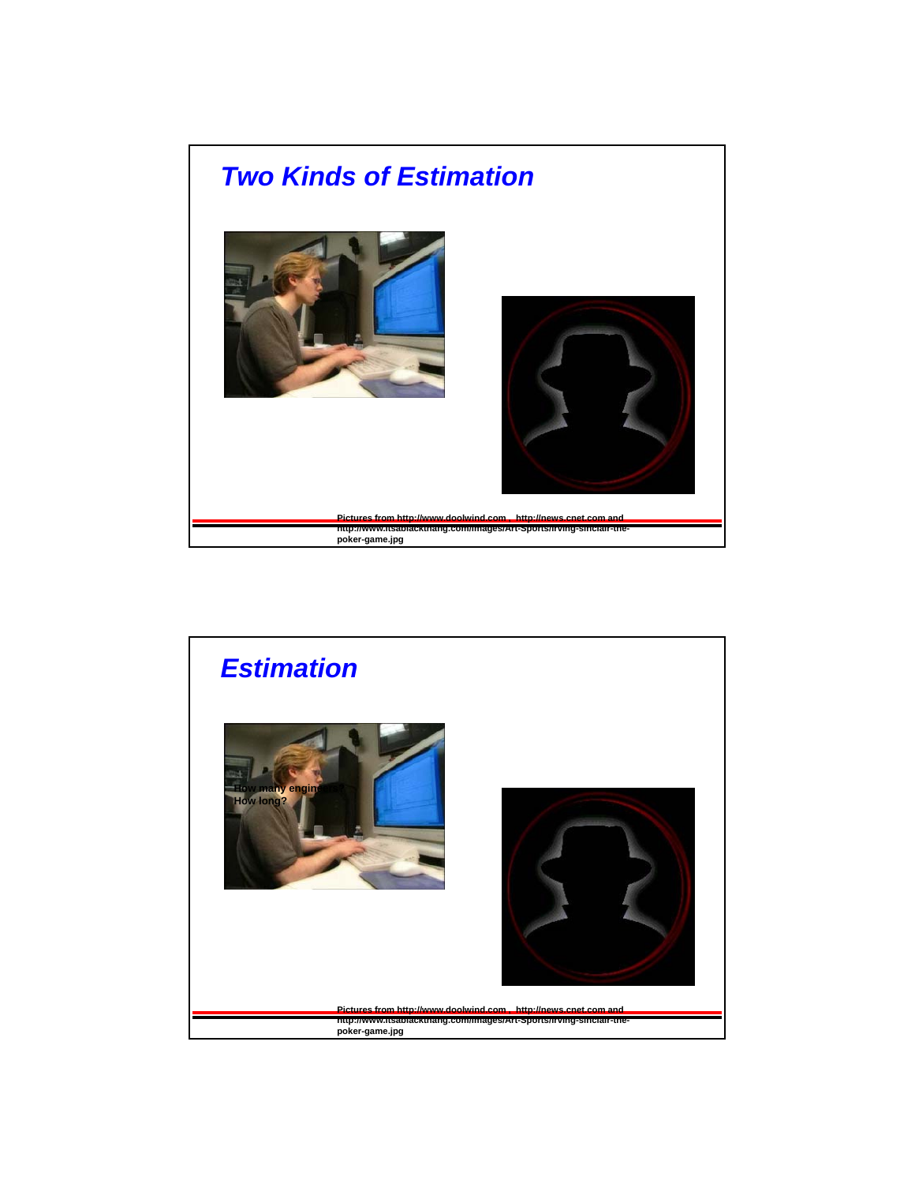## Two Kinds of Estimation

Pictures from http://www.doolwind.com , http://news.cnet.com and http://www.itsablackthang.com/images/Art-Sports/irving-sinclair-the-poker-game.jpg

## Estimation

How many engineers?
How long?

Pictures from http://www.doolwind.com , http://news.cnet.com and http://www.itsablackthang.com/images/Art-Sports/irving-sinclair-the-poker-game.jpg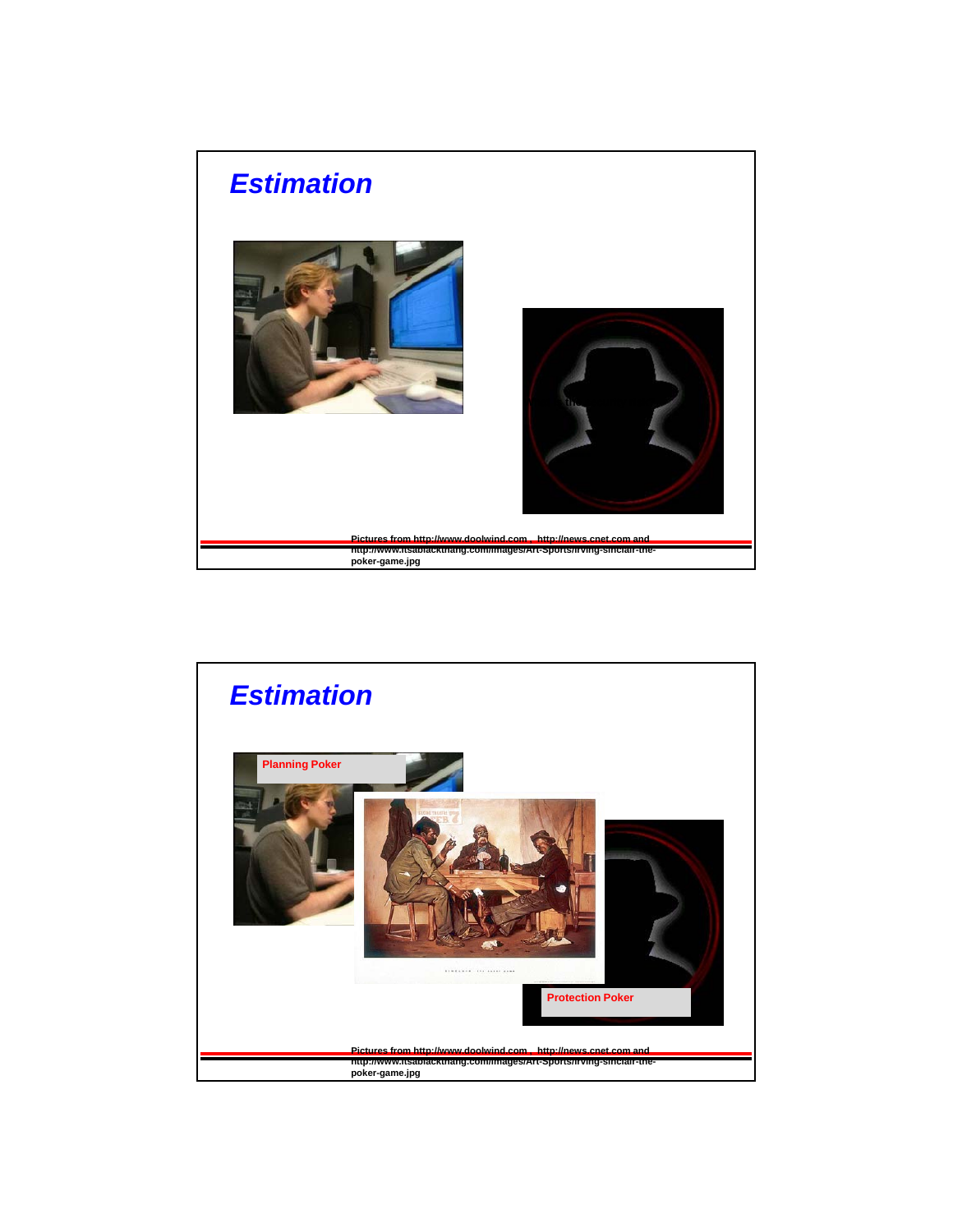## Estimation

Pictures from http://www.doolwind.com , http://news.cnet.com and http://www.itsablackthang.com/images/Art-Sports/irving-sinclair-the-poker-game.jpg

## Estimation

Planning Poker

Protection Poker

Pictures from http://www.doolwind.com , http://news.cnet.com and http://www.itsablackthang.com/images/Art-Sports/irving-sinclair-the-poker-game.jpg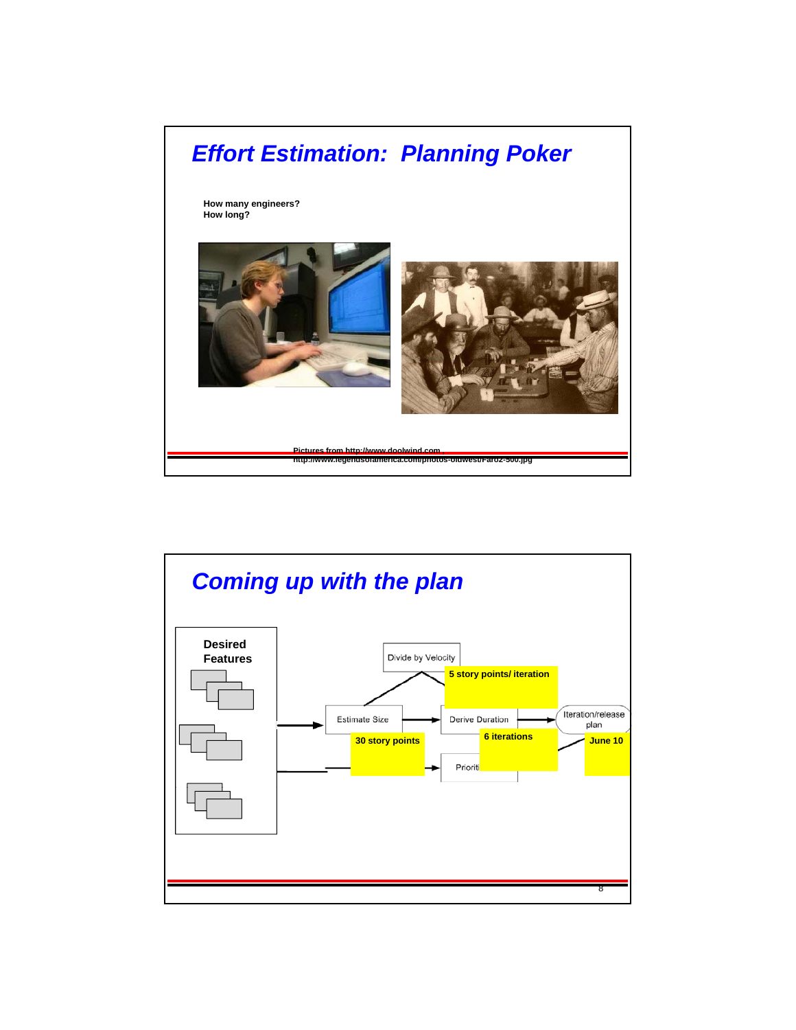# Effort Estimation: Planning Poker

**How many engineers?**
**How long?**

**Pictures from http://www.doolwind.com, http://www.legendsofamerica.com/photos-oldwest/Faro2-500.jpg**

# Coming up with the plan

**Desired Features**

Estimate Size → Derive Duration → Iteration/release plan

Divide by Velocity

Prioriti

**5 story points/ iteration**

**30 story points**

**6 iterations**

**June 10**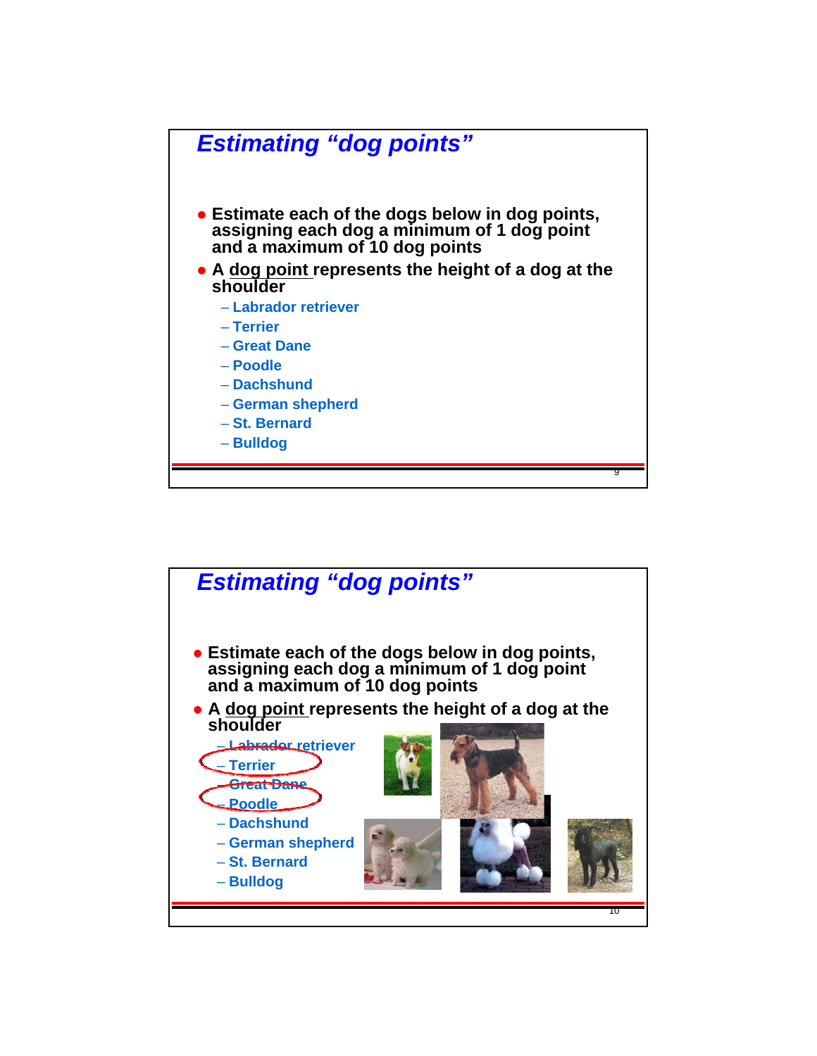## Estimating "dog points"

- Estimate each of the dogs below in dog points, assigning each dog a minimum of 1 dog point and a maximum of 10 dog points
- A dog point represents the height of a dog at the shoulder
  - Labrador retriever
  - Terrier
  - Great Dane
  - Poodle
  - Dachshund
  - German shepherd
  - St. Bernard
  - Bulldog

## Estimating "dog points"

- Estimate each of the dogs below in dog points, assigning each dog a minimum of 1 dog point and a maximum of 10 dog points
- A dog point represents the height of a dog at the shoulder
  - ~~Labrador retriever~~
  - Terrier
  - ~~Great Dane~~
  - Poodle
  - Dachshund
  - German shepherd
  - St. Bernard
  - Bulldog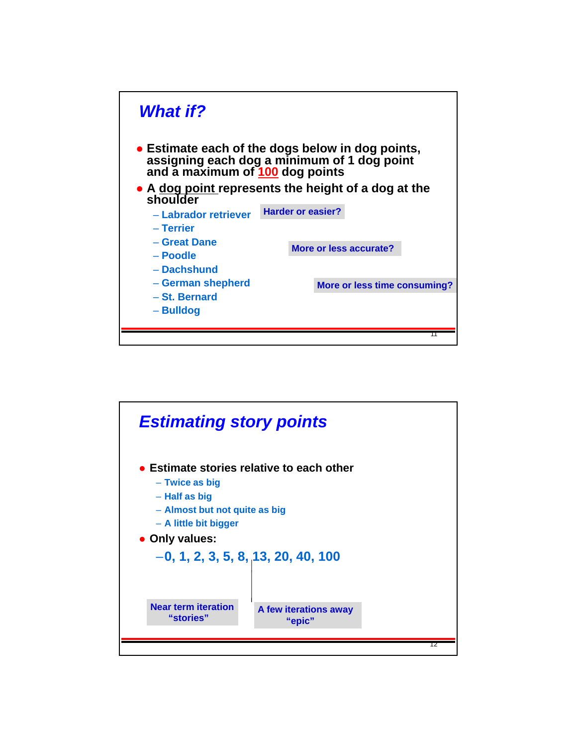## *What if?*

- Estimate each of the dogs below in dog points, assigning each dog a minimum of 1 dog point and a maximum of **100** dog points
- A dog point represents the height of a dog at the shoulder
  - Labrador retriever
  - Terrier
  - Great Dane
  - Poodle
  - Dachshund
  - German shepherd
  - St. Bernard
  - Bulldog

Harder or easier?

More or less accurate?

More or less time consuming?

## *Estimating story points*

- Estimate stories relative to each other
  - Twice as big
  - Half as big
  - Almost but not quite as big
  - A little bit bigger
- Only values:
  - 0, 1, 2, 3, 5, 8, 13, 20, 40, 100

Near term iteration "stories"

A few iterations away "epic"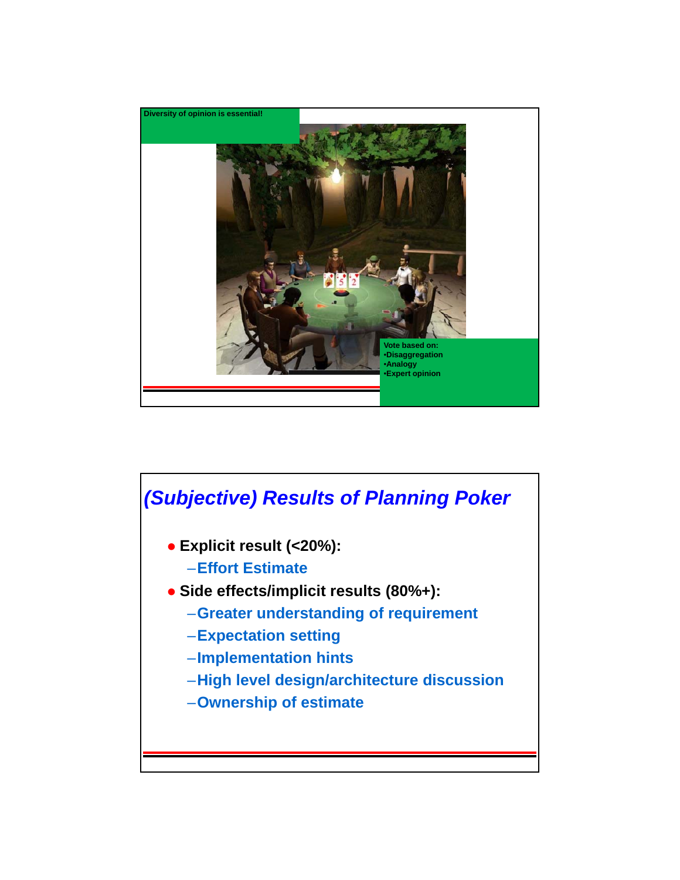Diversity of opinion is essential!

Vote based on:
•Disaggregation
•Analogy
•Expert opinion

## *(Subjective) Results of Planning Poker*

- **Explicit result (<20%):**
  - **Effort Estimate**
- **Side effects/implicit results (80%+):**
  - **Greater understanding of requirement**
  - **Expectation setting**
  - **Implementation hints**
  - **High level design/architecture discussion**
  - **Ownership of estimate**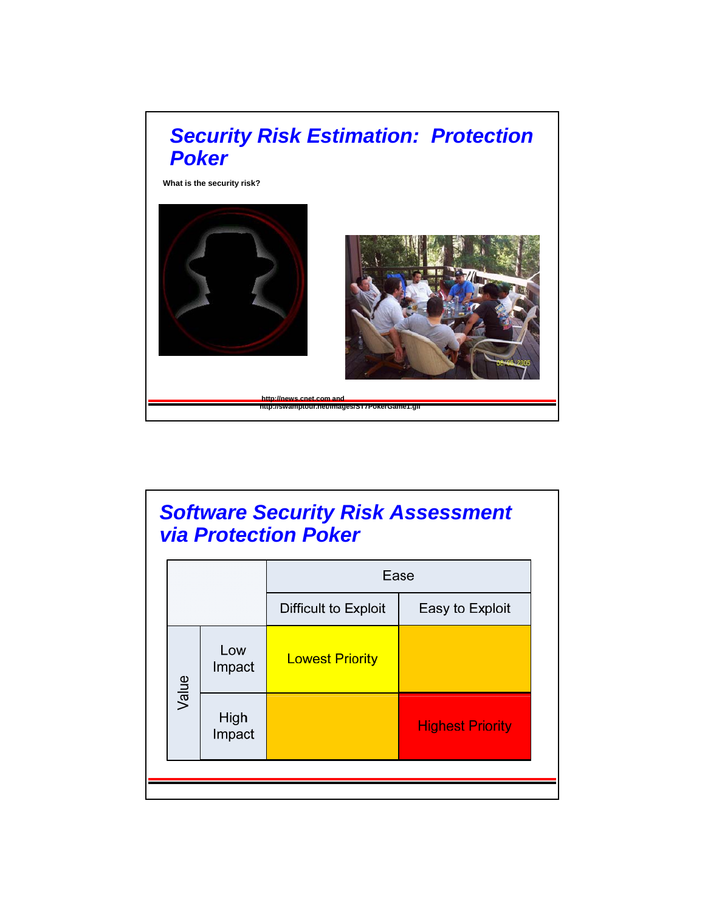# Security Risk Estimation: Protection Poker

What is the security risk?

http://news.cnet.com and http://swamptour.net/images/ST7PokerGame1.gif

# Software Security Risk Assessment via Protection Poker

| | | Ease | |
|---|---|---|---|
| | | Difficult to Exploit | Easy to Exploit |
| Value | Low Impact | Lowest Priority | |
| | High Impact | | Highest Priority |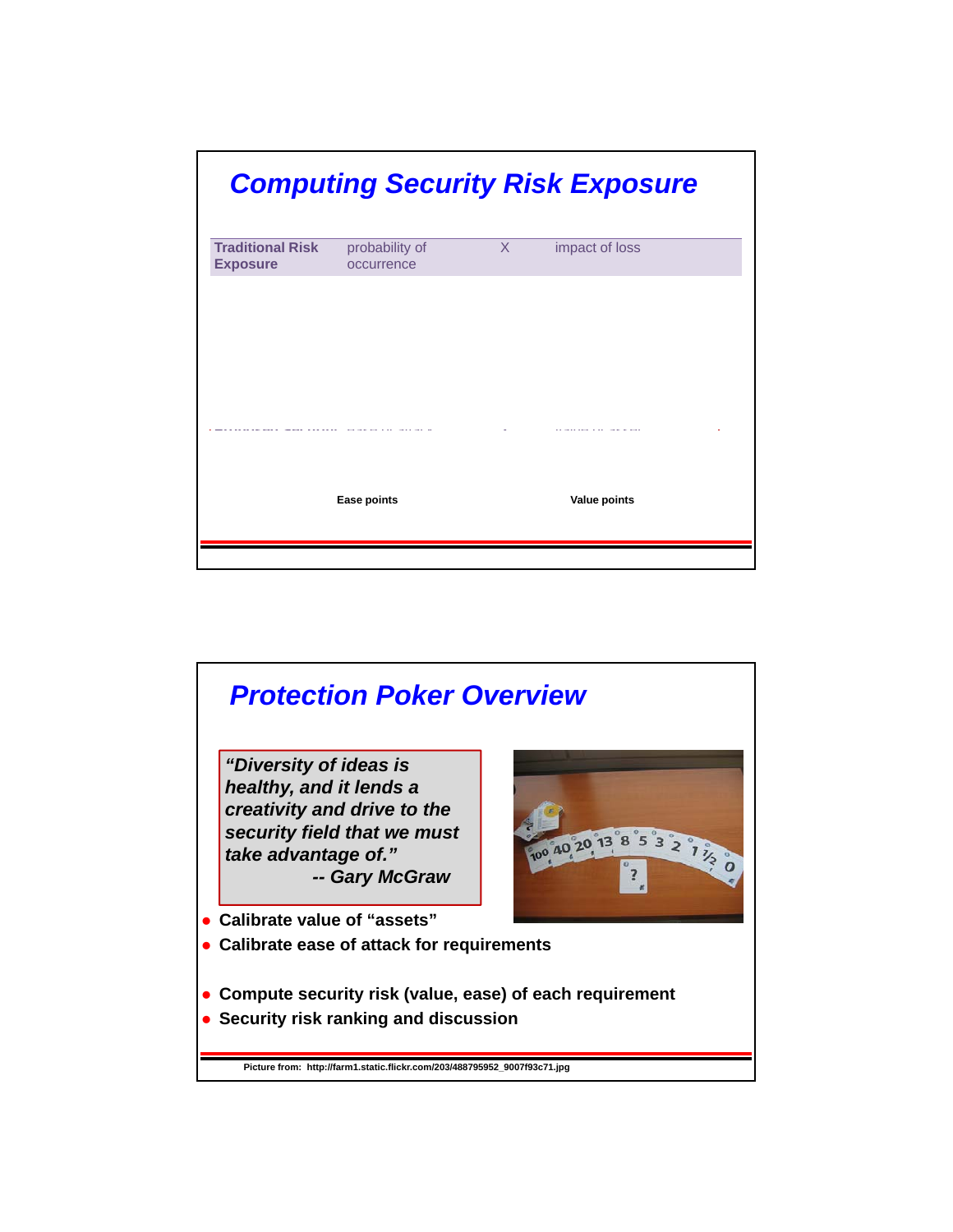## Computing Security Risk Exposure

| Traditional Risk Exposure | probability of occurrence | X | impact of loss |
|---|---|---|---|

Ease points

Value points

## Protection Poker Overview

*"Diversity of ideas is healthy, and it lends a creativity and drive to the security field that we must take advantage of." -- Gary McGraw*

- **Calibrate value of "assets"**
- **Calibrate ease of attack for requirements**
- **Compute security risk (value, ease) of each requirement**
- **Security risk ranking and discussion**

Picture from: http://farm1.static.flickr.com/203/488795952_9007f93c71.jpg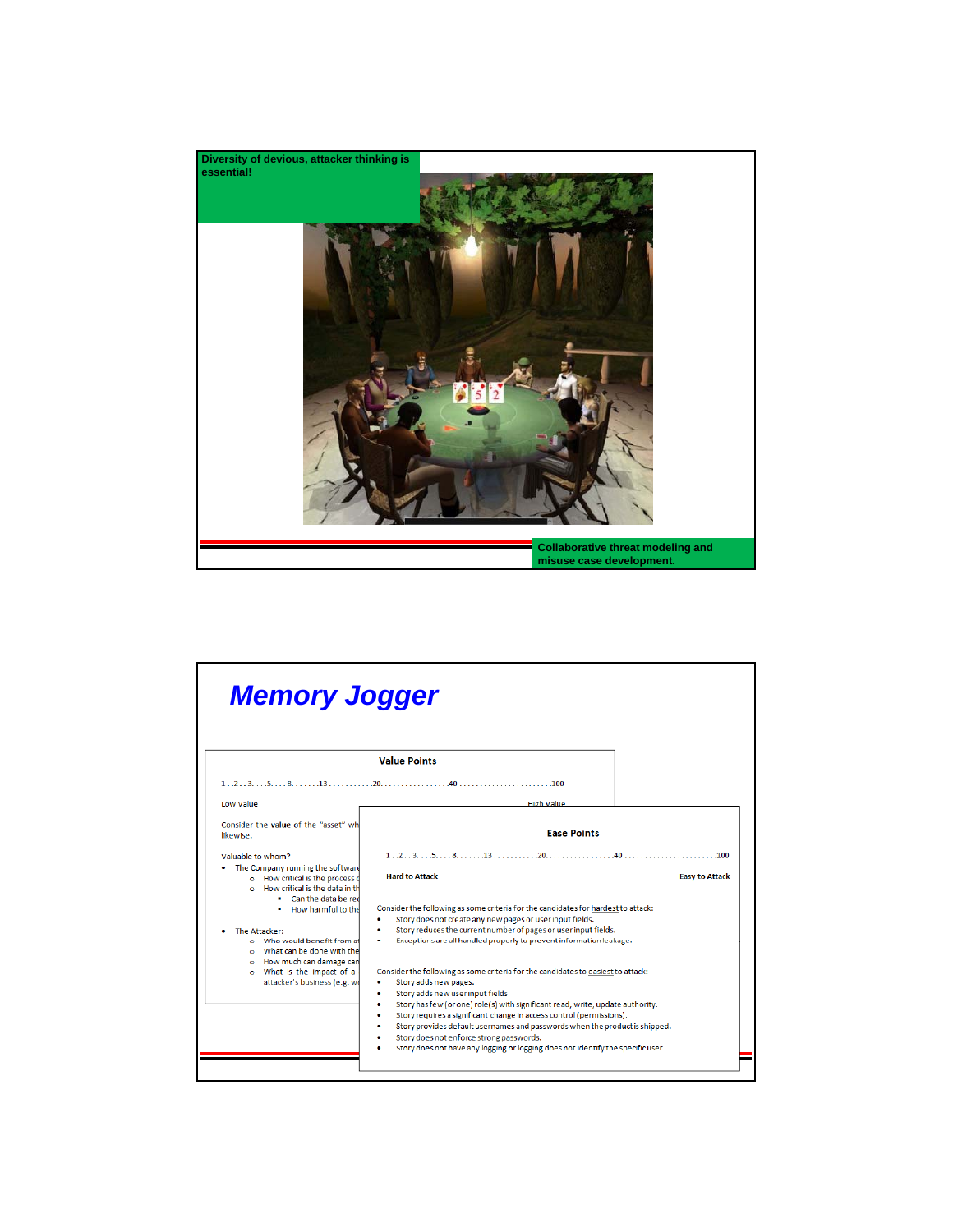**Diversity of devious, attacker thinking is essential!**

**Collaborative threat modeling and misuse case development.**

# *Memory Jogger*

**Value Points**

1 . . 2 . . 3. . . . 5. . . . 8. . . . . . . 13 . . . . . . . . . . . 20. . . . . . . . . . . . . . . . 40 . . . . . . . . . . . . . . . . . . . . . . 100

Low Value — High Value

Consider the value of the "asset" wh... likewise.

Valuable to whom?

- The Company running the software...
  - How critical is the process c...
  - How critical is the data in th...
    - Can the data be re...
    - How harmful to the...
- The Attacker:
  - Who would benefit from a...
  - What can be done with the...
  - How much can damage can...
  - What is the impact of a... attacker's business (e.g. w...

**Ease Points**

1 . . 2 . . 3. . . . 5. . . . 8. . . . . . . 13 . . . . . . . . . . . 20. . . . . . . . . . . . . . . . 40 . . . . . . . . . . . . . . . . . . . . . . 100

**Hard to Attack** — **Easy to Attack**

Consider the following as some criteria for the candidates for hardest to attack:

- Story does not create any new pages or user input fields.
- Story reduces the current number of pages or user input fields.
- Exceptions are all handled properly to prevent information leakage.

Consider the following as some criteria for the candidates to easiest to attack:

- Story adds new pages.
- Story adds new user input fields
- Story has few (or one) role(s) with significant read, write, update authority.
- Story requires a significant change in access control (permissions).
- Story provides default usernames and passwords when the product is shipped.
- Story does not enforce strong passwords.
- Story does not have any logging or logging does not identify the specific user.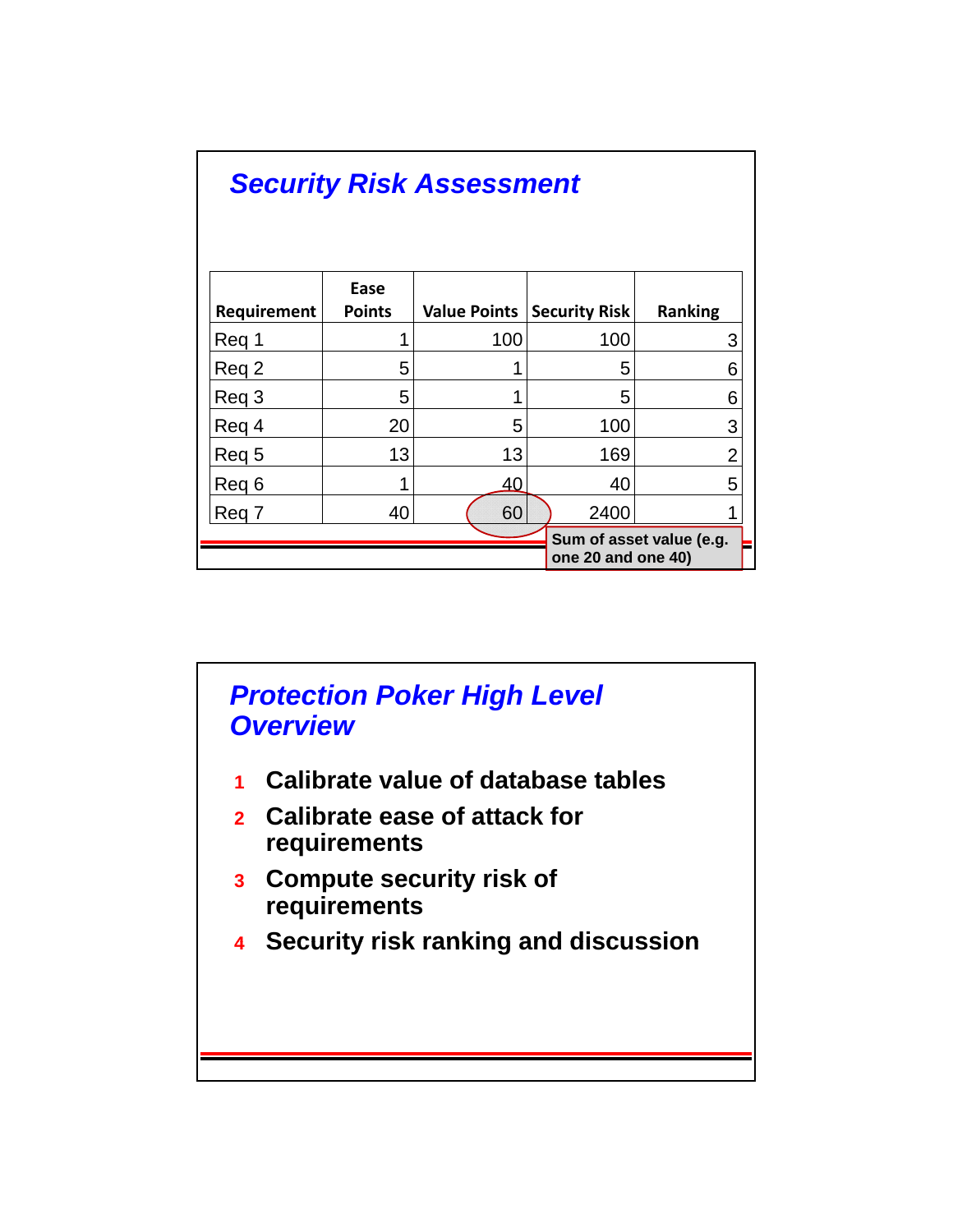## Security Risk Assessment

| Requirement | Ease Points | Value Points | Security Risk | Ranking |
|---|---|---|---|---|
| Req 1 | 1 | 100 | 100 | 3 |
| Req 2 | 5 | 1 | 5 | 6 |
| Req 3 | 5 | 1 | 5 | 6 |
| Req 4 | 20 | 5 | 100 | 3 |
| Req 5 | 13 | 13 | 169 | 2 |
| Req 6 | 1 | 40 | 40 | 5 |
| Req 7 | 40 | 60 | 2400 | 1 |

**Sum of asset value (e.g. one 20 and one 40)**

## Protection Poker High Level Overview

1. **Calibrate value of database tables**
2. **Calibrate ease of attack for requirements**
3. **Compute security risk of requirements**
4. **Security risk ranking and discussion**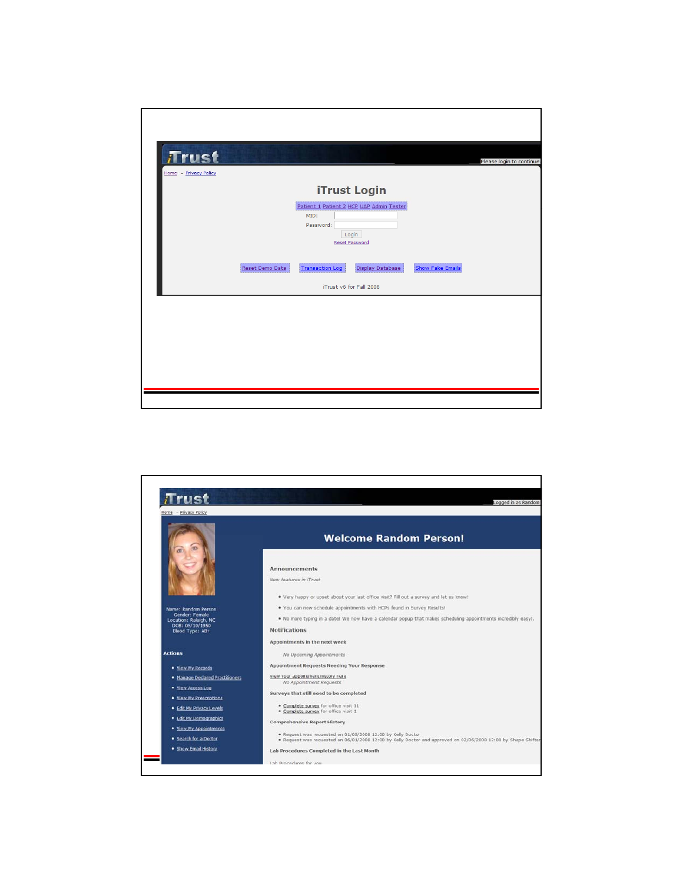iTrust

Please login to continue

Home - Privacy Policy

## iTrust Login

Patient 1 Patient 2 HCP UAP Admin Tester

MID:

Password:

Login

Reset Password

Reset Demo Data | Transaction Log | Display Database | Show Fake Emails

iTrust v6 for Fall 2008

iTrust

Logged in as Random

Home - Privacy Policy

## Welcome Random Person!

Name: Random Person
Gender: Female
Location: Raleigh, NC
DOB: 05/10/1950
Blood Type: AB+

**Actions**

- View My Records
- Manage Declared Practitioners
- View Access Log
- View My Prescriptions
- Edit My Privacy Levels
- Edit My Demographics
- View My Appointments
- Search for a Doctor
- Show Email History

**Announcements**

*New features in iTrust*

- Very happy or upset about your last office visit? Fill out a survey and let us know!
- You can now schedule appointments with HCPs found in Survey Results!
- No more typing in a date! We now have a calendar popup that makes scheduling appointments incredibly easy!.

**Notifications**

Appointments in the next week

*No Upcoming Appointments*

Appointment Requests Needing Your Response

View your appointment history here

*No Appointment Requests*

Surveys that still need to be completed

- Complete survey for office visit 11
- Complete survey for office visit 1

Comprehensive Report History

- Request was requested on 01/05/2008 12:00 by Kelly Doctor
- Request was requested on 06/01/2008 12:00 by Kelly Doctor and approved on 02/06/2008 12:00 by Shape Shifter

Lab Procedures Completed in the Last Month

Lab Procedures for you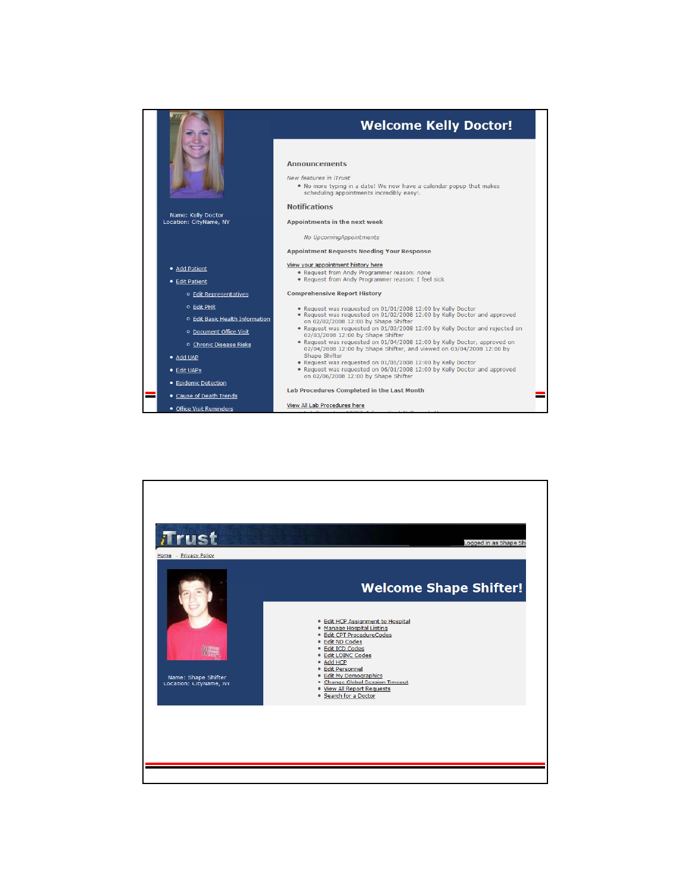## Welcome Kelly Doctor!

Name: Kelly Doctor
Location: CityName, NY

- Add Patient
- Edit Patient
  - Edit Representatives
  - Edit PHR
  - Edit Basic Health Information
  - Document Office Visit
  - Chronic Disease Risks
- Add UAP
- Edit UAPs
- Epidemic Detection
- Cause of Death Trends
- Office Visit Reminders

### Announcements

*New features in iTrust*

- No more typing in a date! We now have a calendar popup that makes scheduling appointments incredibly easy!.

### Notifications

**Appointments in the next week**

*No UpcomingAppointments*

**Appointment Requests Needing Your Response**

View your appointment history here

- Request from Andy Programmer reason: *none*
- Request from Andy Programmer reason: I feel sick

**Comprehensive Report History**

- Request was requested on 01/01/2008 12:00 by Kelly Doctor
- Request was requested on 01/02/2008 12:00 by Kelly Doctor and approved on 02/02/2008 12:00 by Shape Shifter
- Request was requested on 01/03/2008 12:00 by Kelly Doctor and rejected on 02/03/2008 12:00 by Shape Shifter
- Request was requested on 01/04/2008 12:00 by Kelly Doctor, approved on 02/04/2008 12:00 by Shape Shifter, and viewed on 03/04/2008 12:00 by Shape Shifter
- Request was requested on 01/05/2008 12:00 by Kelly Doctor
- Request was requested on 06/01/2008 12:00 by Kelly Doctor and approved on 02/06/2008 12:00 by Shape Shifter

**Lab Procedures Completed in the Last Month**

View All Lab Procedures here

---

iTrust

Logged in as Shape Shi

Home - Privacy Policy

## Welcome Shape Shifter!

Name: Shape Shifter
Location: CityName, NY

- Edit HCP Assignment to Hospital
- Manage Hospital Listing
- Edit CPT ProcedureCodes
- Edit ND Codes
- Edit ICD Codes
- Edit LOINC Codes
- Add HCP
- Edit Personnel
- Edit My Demographics
- Change Global Session Timeout
- View All Report Requests
- Search for a Doctor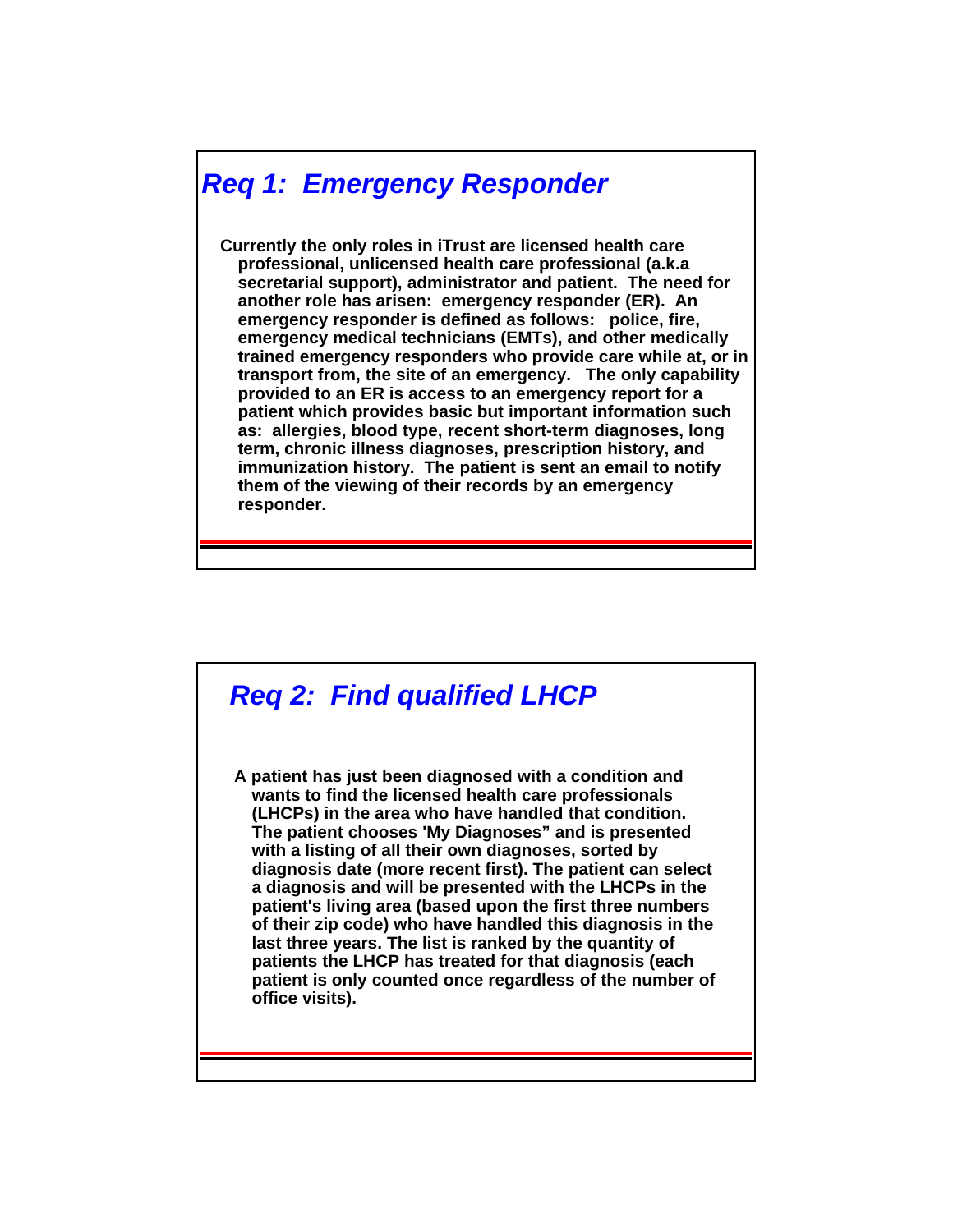## *Req 1: Emergency Responder*

**Currently the only roles in iTrust are licensed health care professional, unlicensed health care professional (a.k.a secretarial support), administrator and patient. The need for another role has arisen: emergency responder (ER). An emergency responder is defined as follows: police, fire, emergency medical technicians (EMTs), and other medically trained emergency responders who provide care while at, or in transport from, the site of an emergency. The only capability provided to an ER is access to an emergency report for a patient which provides basic but important information such as: allergies, blood type, recent short-term diagnoses, long term, chronic illness diagnoses, prescription history, and immunization history. The patient is sent an email to notify them of the viewing of their records by an emergency responder.**

## *Req 2: Find qualified LHCP*

**A patient has just been diagnosed with a condition and wants to find the licensed health care professionals (LHCPs) in the area who have handled that condition. The patient chooses 'My Diagnoses" and is presented with a listing of all their own diagnoses, sorted by diagnosis date (more recent first). The patient can select a diagnosis and will be presented with the LHCPs in the patient's living area (based upon the first three numbers of their zip code) who have handled this diagnosis in the last three years. The list is ranked by the quantity of patients the LHCP has treated for that diagnosis (each patient is only counted once regardless of the number of office visits).**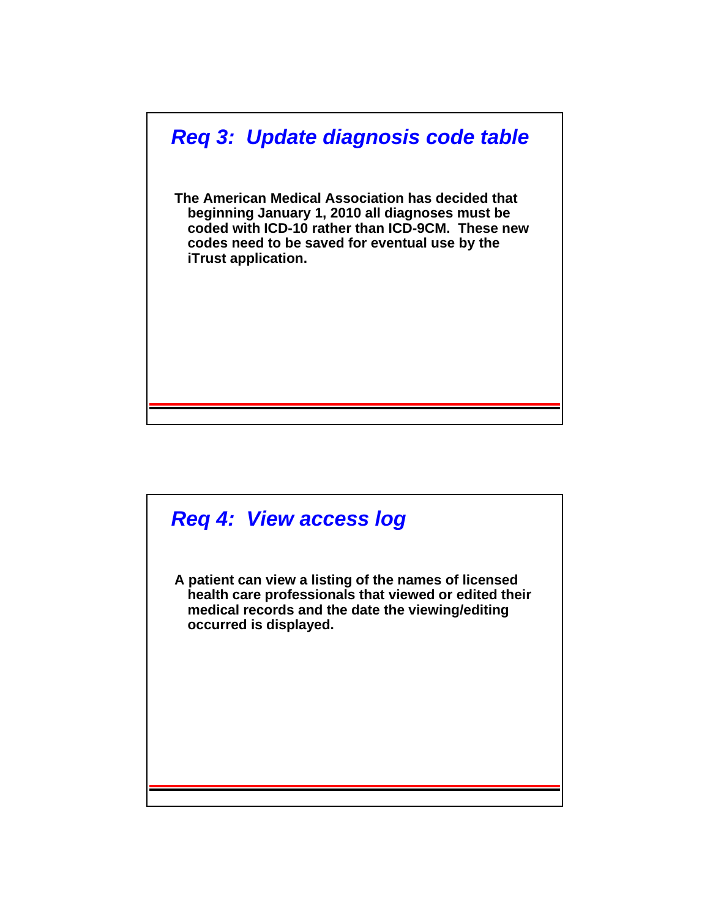## Req 3: Update diagnosis code table

**The American Medical Association has decided that beginning January 1, 2010 all diagnoses must be coded with ICD-10 rather than ICD-9CM. These new codes need to be saved for eventual use by the iTrust application.**

## Req 4: View access log

**A patient can view a listing of the names of licensed health care professionals that viewed or edited their medical records and the date the viewing/editing occurred is displayed.**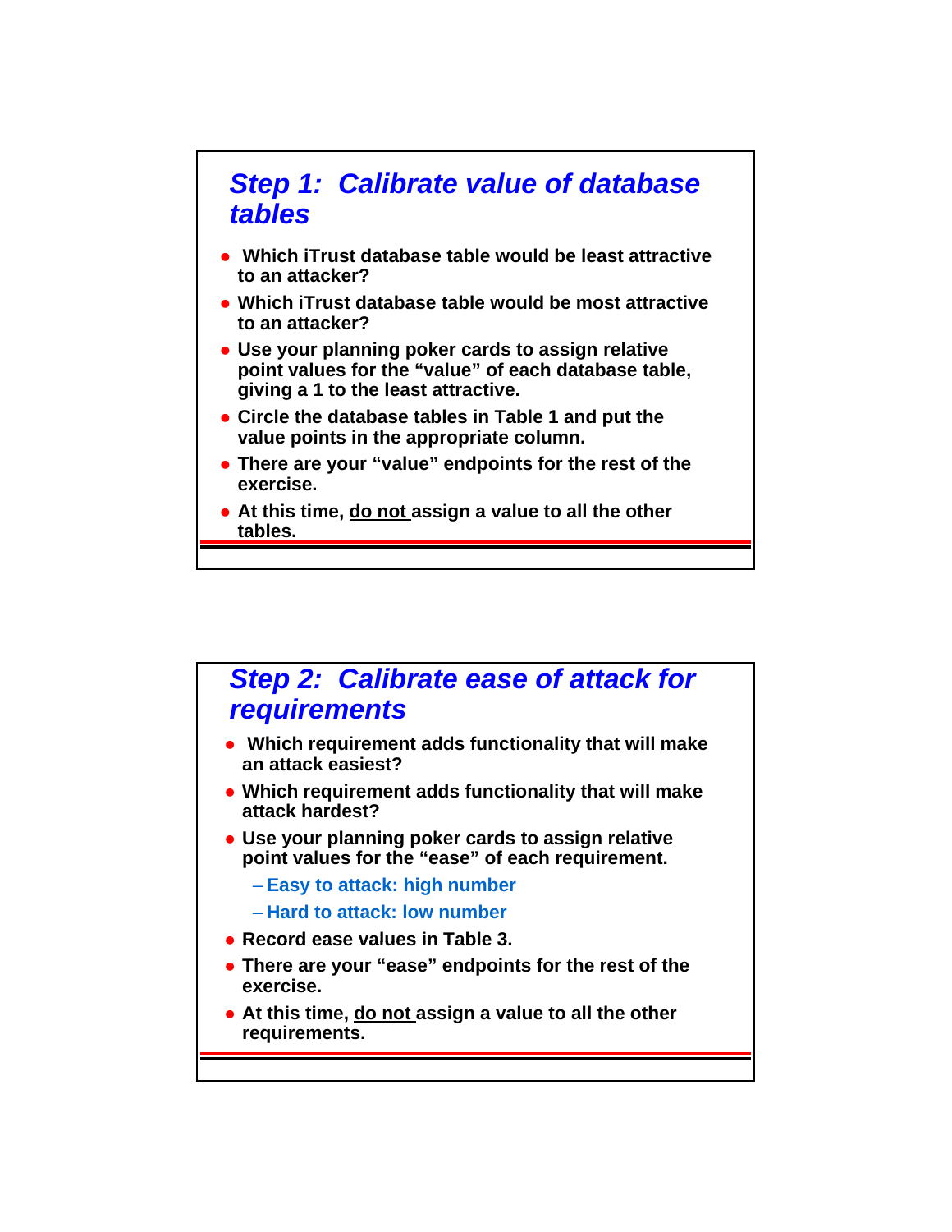## Step 1: Calibrate value of database tables

- Which iTrust database table would be least attractive to an attacker?
- Which iTrust database table would be most attractive to an attacker?
- Use your planning poker cards to assign relative point values for the "value" of each database table, giving a 1 to the least attractive.
- Circle the database tables in Table 1 and put the value points in the appropriate column.
- There are your "value" endpoints for the rest of the exercise.
- At this time, <u>do not</u> assign a value to all the other tables.

## Step 2: Calibrate ease of attack for requirements

- Which requirement adds functionality that will make an attack easiest?
- Which requirement adds functionality that will make attack hardest?
- Use your planning poker cards to assign relative point values for the "ease" of each requirement.
  - Easy to attack: high number
  - Hard to attack: low number
- Record ease values in Table 3.
- There are your "ease" endpoints for the rest of the exercise.
- At this time, <u>do not</u> assign a value to all the other requirements.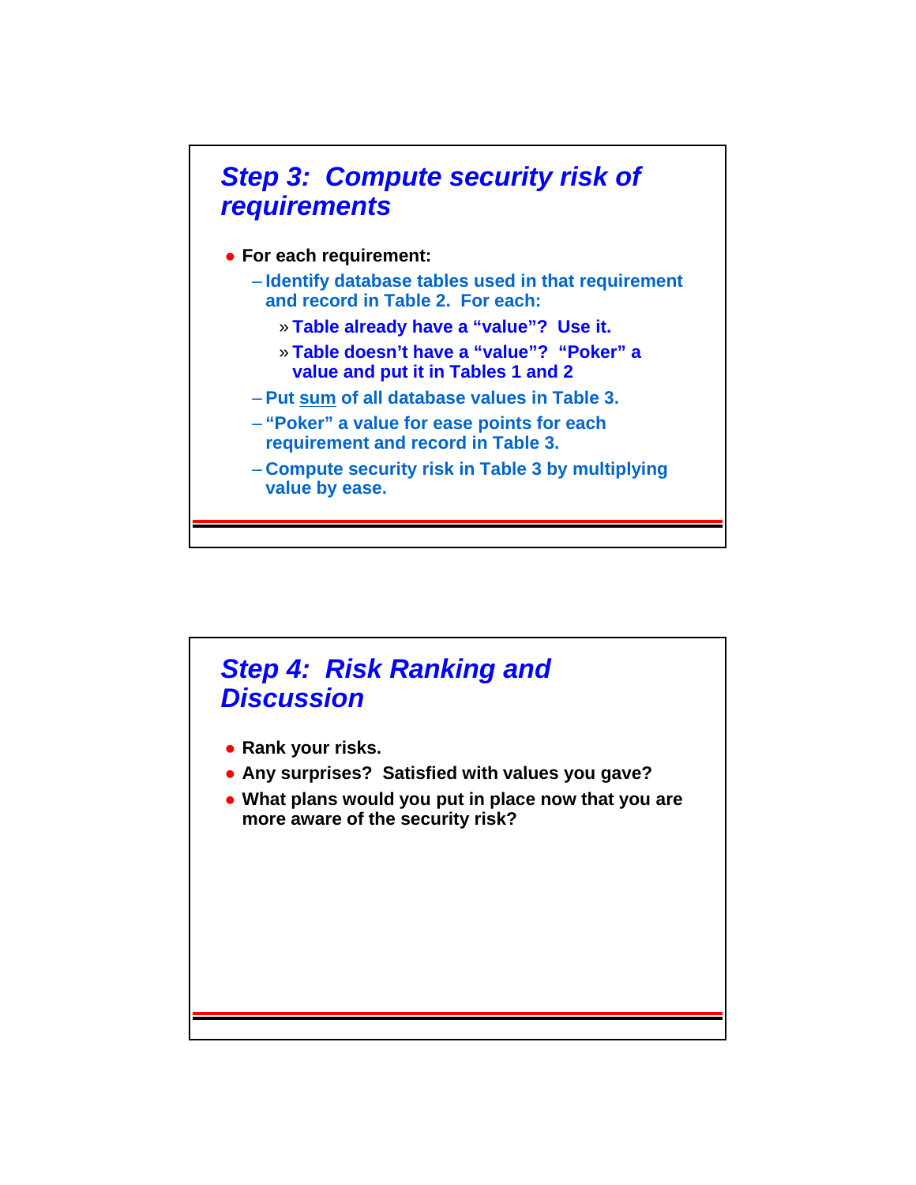## *Step 3: Compute security risk of requirements*

- **For each requirement:**
  - **Identify database tables used in that requirement and record in Table 2. For each:**
    - **Table already have a “value”? Use it.**
    - **Table doesn’t have a “value”? “Poker” a value and put it in Tables 1 and 2**
  - **Put <u>sum</u> of all database values in Table 3.**
  - **“Poker” a value for ease points for each requirement and record in Table 3.**
  - **Compute security risk in Table 3 by multiplying value by ease.**

## *Step 4: Risk Ranking and Discussion*

- **Rank your risks.**
- **Any surprises? Satisfied with values you gave?**
- **What plans would you put in place now that you are more aware of the security risk?**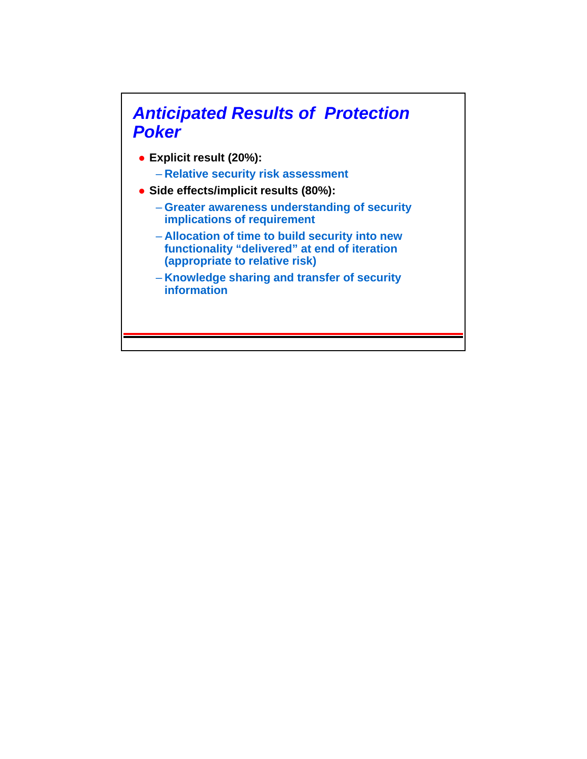## *Anticipated Results of Protection Poker*

- **Explicit result (20%):**
  - **Relative security risk assessment**
- **Side effects/implicit results (80%):**
  - **Greater awareness understanding of security implications of requirement**
  - **Allocation of time to build security into new functionality “delivered” at end of iteration (appropriate to relative risk)**
  - **Knowledge sharing and transfer of security information**